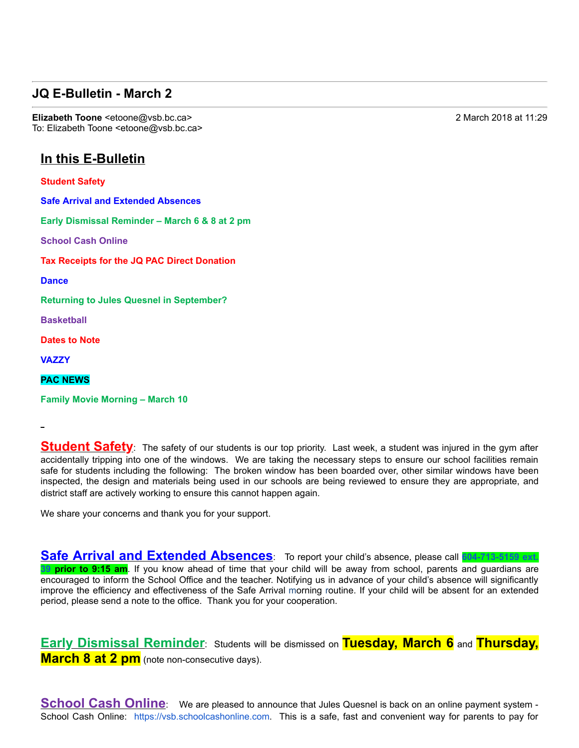## JQ E-Bulletin - March 2

**Elizabeth Toone** <etoone@vsb.bc.ca>
To: Elizabeth Toone <etoone@vsb.bc.ca>

2 March 2018 at 11:29

## In this E-Bulletin

**Student Safety**

**Safe Arrival and Extended Absences**

**Early Dismissal Reminder – March 6 & 8 at 2 pm**

**School Cash Online**

**Tax Receipts for the JQ PAC Direct Donation**

**Dance**

**Returning to Jules Quesnel in September?**

**Basketball**

**Dates to Note**

**VAZZY**

**PAC NEWS**

**Family Movie Morning – March 10**

**Student Safety**: The safety of our students is our top priority. Last week, a student was injured in the gym after accidentally tripping into one of the windows. We are taking the necessary steps to ensure our school facilities remain safe for students including the following: The broken window has been boarded over, other similar windows have been inspected, the design and materials being used in our schools are being reviewed to ensure they are appropriate, and district staff are actively working to ensure this cannot happen again.

We share your concerns and thank you for your support.

**Safe Arrival and Extended Absences**: To report your child's absence, please call **604-713-5159 ext. 39 prior to 9:15 am**. If you know ahead of time that your child will be away from school, parents and guardians are encouraged to inform the School Office and the teacher. Notifying us in advance of your child's absence will significantly improve the efficiency and effectiveness of the Safe Arrival morning routine. If your child will be absent for an extended period, please send a note to the office. Thank you for your cooperation.

**Early Dismissal Reminder**: Students will be dismissed on **Tuesday, March 6** and **Thursday, March 8 at 2 pm** (note non-consecutive days).

**School Cash Online**: We are pleased to announce that Jules Quesnel is back on an online payment system - School Cash Online: https://vsb.schoolcashonline.com. This is a safe, fast and convenient way for parents to pay for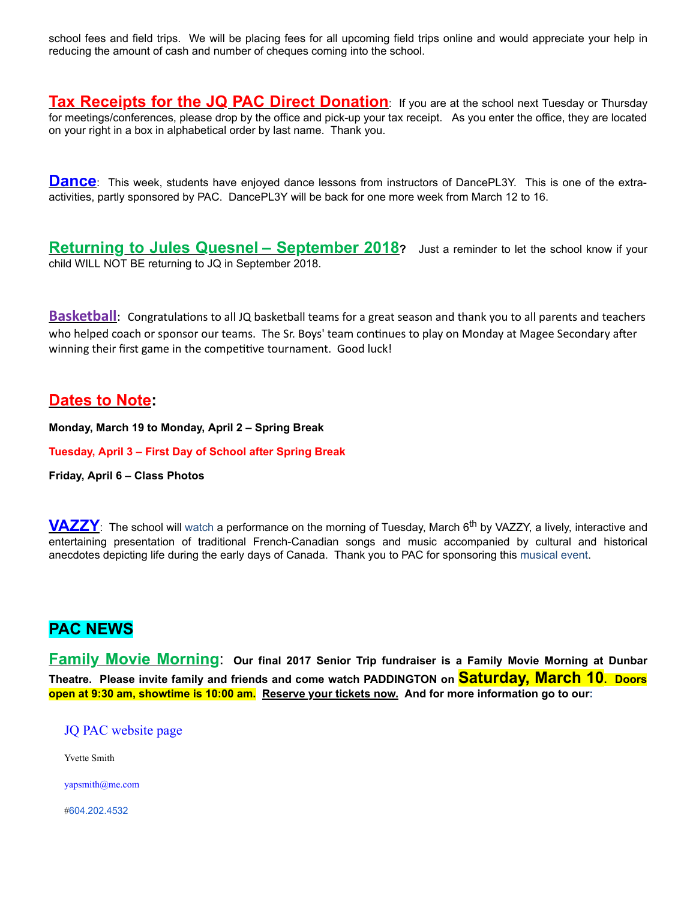school fees and field trips. We will be placing fees for all upcoming field trips online and would appreciate your help in reducing the amount of cash and number of cheques coming into the school.

**Tax Receipts for the JQ PAC Direct Donation**: If you are at the school next Tuesday or Thursday for meetings/conferences, please drop by the office and pick-up your tax receipt. As you enter the office, they are located on your right in a box in alphabetical order by last name. Thank you.

**Dance**: This week, students have enjoyed dance lessons from instructors of DancePL3Y. This is one of the extra-activities, partly sponsored by PAC. DancePL3Y will be back for one more week from March 12 to 16.

**Returning to Jules Quesnel – September 2018?** Just a reminder to let the school know if your child WILL NOT BE returning to JQ in September 2018.

**Basketball**: Congratulations to all JQ basketball teams for a great season and thank you to all parents and teachers who helped coach or sponsor our teams. The Sr. Boys' team continues to play on Monday at Magee Secondary after winning their first game in the competitive tournament. Good luck!

## Dates to Note:

**Monday, March 19 to Monday, April 2 – Spring Break**

**Tuesday, April 3 – First Day of School after Spring Break**

**Friday, April 6 – Class Photos**

**VAZZY**: The school will watch a performance on the morning of Tuesday, March 6th by VAZZY, a lively, interactive and entertaining presentation of traditional French-Canadian songs and music accompanied by cultural and historical anecdotes depicting life during the early days of Canada. Thank you to PAC for sponsoring this musical event.

## PAC NEWS

**Family Movie Morning**: **Our final 2017 Senior Trip fundraiser is a Family Movie Morning at Dunbar Theatre. Please invite family and friends and come watch PADDINGTON on Saturday, March 10. Doors open at 9:30 am, showtime is 10:00 am. Reserve your tickets now. And for more information go to our:**

JQ PAC website page

Yvette Smith

yapsmith@me.com

#604.202.4532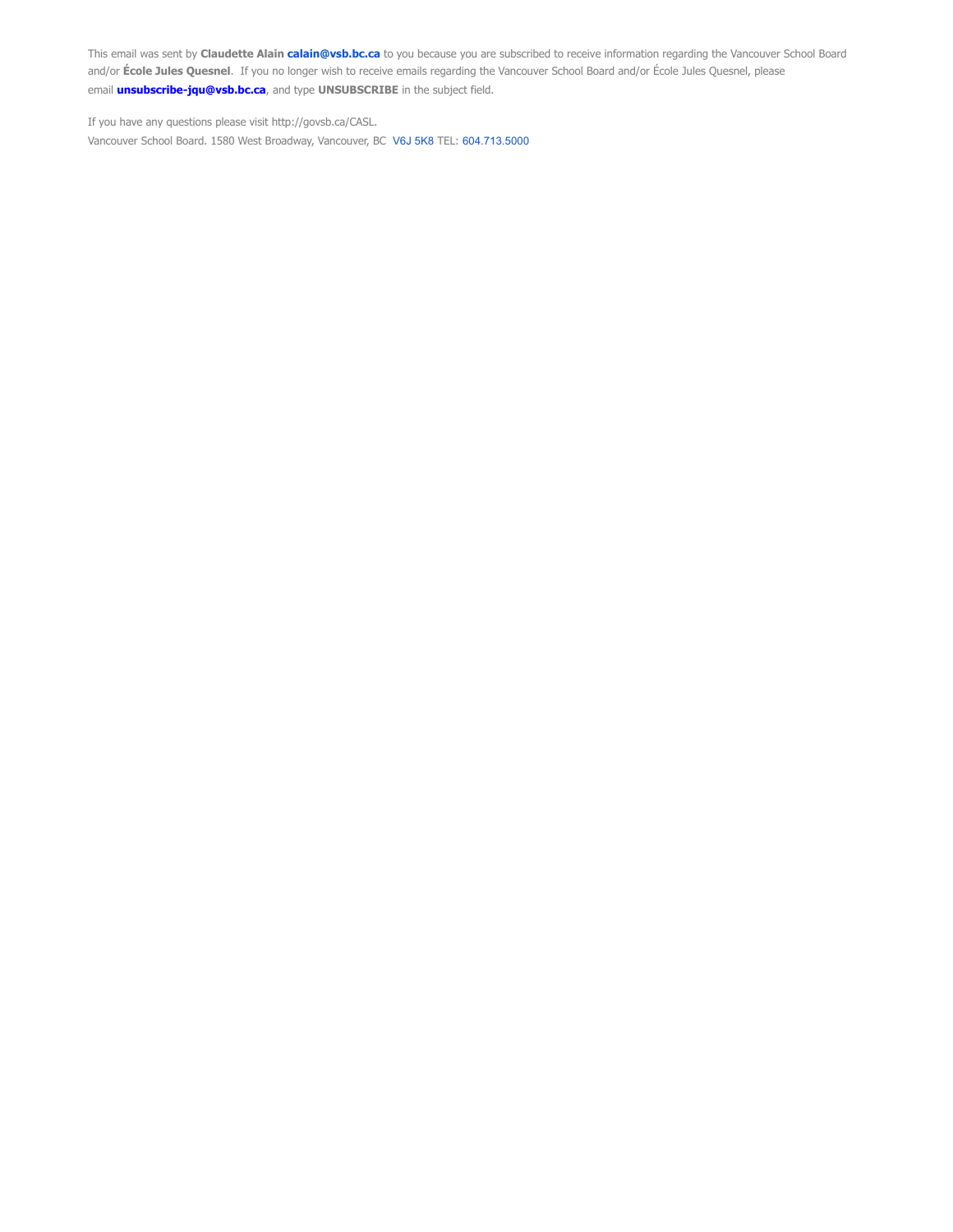This email was sent by **Claudette Alain calain@vsb.bc.ca** to you because you are subscribed to receive information regarding the Vancouver School Board and/or **École Jules Quesnel**. If you no longer wish to receive emails regarding the Vancouver School Board and/or École Jules Quesnel, please email **unsubscribe-jqu@vsb.bc.ca**, and type **UNSUBSCRIBE** in the subject field.

If you have any questions please visit http://govsb.ca/CASL.
Vancouver School Board. 1580 West Broadway, Vancouver, BC V6J 5K8 TEL: 604.713.5000